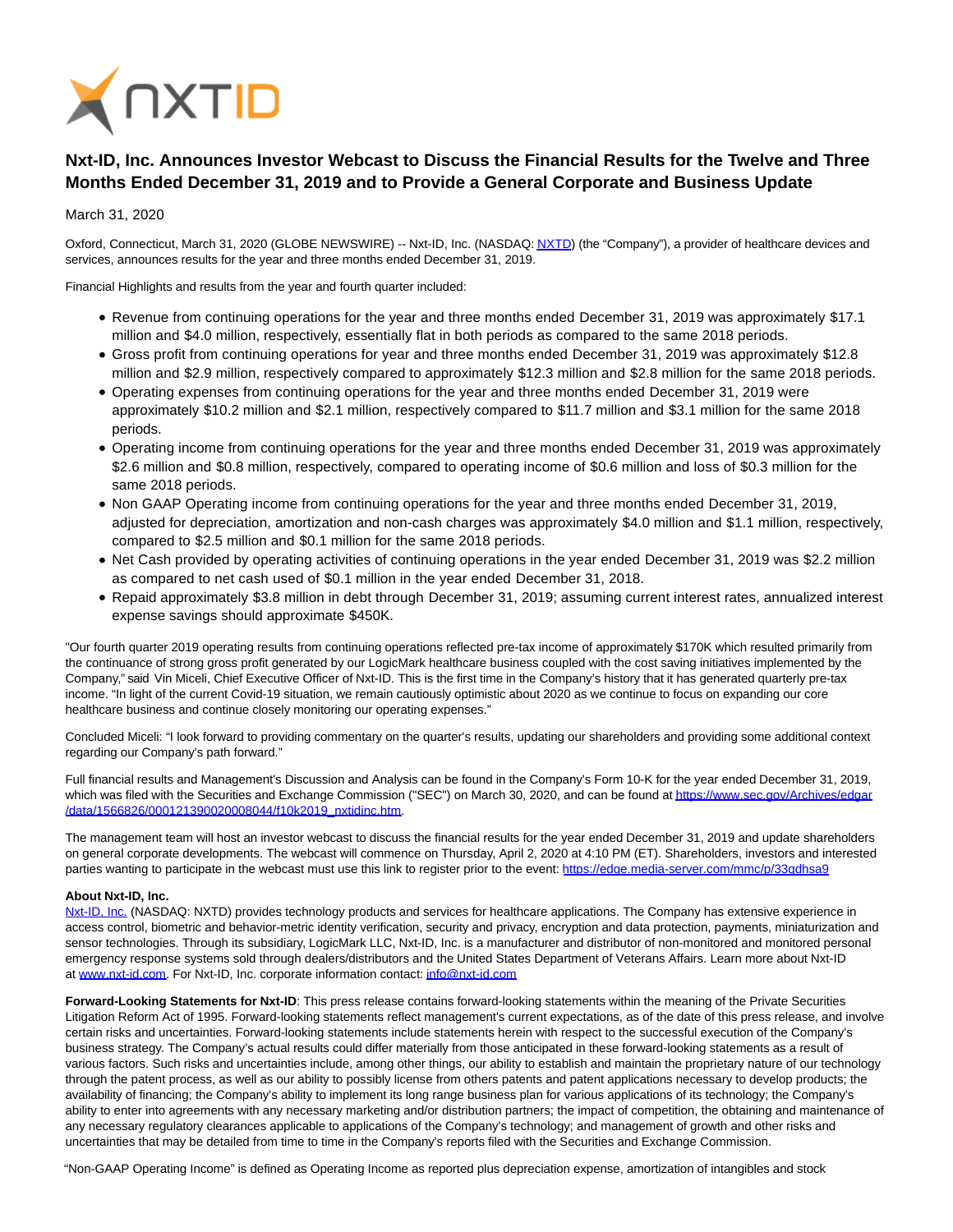# Nxt-ID, Inc. Announces Investor Webcast to Discuss the Financial Results for the Twelve and Three Months Ended December 31, 2019 and to Provide a General Corporate and Business Update

March 31, 2020

Oxford, Connecticut, March 31, 2020 (GLOBE NEWSWIRE) -- Nxt-ID, Inc. (NASDAQ: NXTD) (the "Company"), a provider of healthcare devices and services, announces results for the year and three months ended December 31, 2019.

Financial Highlights and results from the year and fourth quarter included:

- Revenue from continuing operations for the year and three months ended December 31, 2019 was approximately $17.1 million and $4.0 million, respectively, essentially flat in both periods as compared to the same 2018 periods.
- Gross profit from continuing operations for year and three months ended December 31, 2019 was approximately $12.8 million and $2.9 million, respectively compared to approximately $12.3 million and $2.8 million for the same 2018 periods.
- Operating expenses from continuing operations for the year and three months ended December 31, 2019 were approximately $10.2 million and $2.1 million, respectively compared to $11.7 million and $3.1 million for the same 2018 periods.
- Operating income from continuing operations for the year and three months ended December 31, 2019 was approximately $2.6 million and $0.8 million, respectively, compared to operating income of $0.6 million and loss of $0.3 million for the same 2018 periods.
- Non GAAP Operating income from continuing operations for the year and three months ended December 31, 2019, adjusted for depreciation, amortization and non-cash charges was approximately $4.0 million and $1.1 million, respectively, compared to $2.5 million and $0.1 million for the same 2018 periods.
- Net Cash provided by operating activities of continuing operations in the year ended December 31, 2019 was $2.2 million as compared to net cash used of $0.1 million in the year ended December 31, 2018.
- Repaid approximately $3.8 million in debt through December 31, 2019; assuming current interest rates, annualized interest expense savings should approximate $450K.

"Our fourth quarter 2019 operating results from continuing operations reflected pre-tax income of approximately $170K which resulted primarily from the continuance of strong gross profit generated by our LogicMark healthcare business coupled with the cost saving initiatives implemented by the Company," said Vin Miceli, Chief Executive Officer of Nxt-ID. This is the first time in the Company's history that it has generated quarterly pre-tax income. "In light of the current Covid-19 situation, we remain cautiously optimistic about 2020 as we continue to focus on expanding our core healthcare business and continue closely monitoring our operating expenses."

Concluded Miceli: "I look forward to providing commentary on the quarter's results, updating our shareholders and providing some additional context regarding our Company's path forward."

Full financial results and Management's Discussion and Analysis can be found in the Company's Form 10-K for the year ended December 31, 2019, which was filed with the Securities and Exchange Commission ("SEC") on March 30, 2020, and can be found at https://www.sec.gov/Archives/edgar/data/1566826/000121390020008044/f10k2019_nxtidinc.htm.

The management team will host an investor webcast to discuss the financial results for the year ended December 31, 2019 and update shareholders on general corporate developments. The webcast will commence on Thursday, April 2, 2020 at 4:10 PM (ET). Shareholders, investors and interested parties wanting to participate in the webcast must use this link to register prior to the event: https://edge.media-server.com/mmc/p/33qdhsa9

**About Nxt-ID, Inc.**

Nxt-ID, Inc. (NASDAQ: NXTD) provides technology products and services for healthcare applications. The Company has extensive experience in access control, biometric and behavior-metric identity verification, security and privacy, encryption and data protection, payments, miniaturization and sensor technologies. Through its subsidiary, LogicMark LLC, Nxt-ID, Inc. is a manufacturer and distributor of non-monitored and monitored personal emergency response systems sold through dealers/distributors and the United States Department of Veterans Affairs. Learn more about Nxt-ID at www.nxt-id.com. For Nxt-ID, Inc. corporate information contact: info@nxt-id.com

**Forward-Looking Statements for Nxt-ID**: This press release contains forward-looking statements within the meaning of the Private Securities Litigation Reform Act of 1995. Forward-looking statements reflect management's current expectations, as of the date of this press release, and involve certain risks and uncertainties. Forward-looking statements include statements herein with respect to the successful execution of the Company's business strategy. The Company's actual results could differ materially from those anticipated in these forward-looking statements as a result of various factors. Such risks and uncertainties include, among other things, our ability to establish and maintain the proprietary nature of our technology through the patent process, as well as our ability to possibly license from others patents and patent applications necessary to develop products; the availability of financing; the Company's ability to implement its long range business plan for various applications of its technology; the Company's ability to enter into agreements with any necessary marketing and/or distribution partners; the impact of competition, the obtaining and maintenance of any necessary regulatory clearances applicable to applications of the Company's technology; and management of growth and other risks and uncertainties that may be detailed from time to time in the Company's reports filed with the Securities and Exchange Commission.

"Non-GAAP Operating Income" is defined as Operating Income as reported plus depreciation expense, amortization of intangibles and stock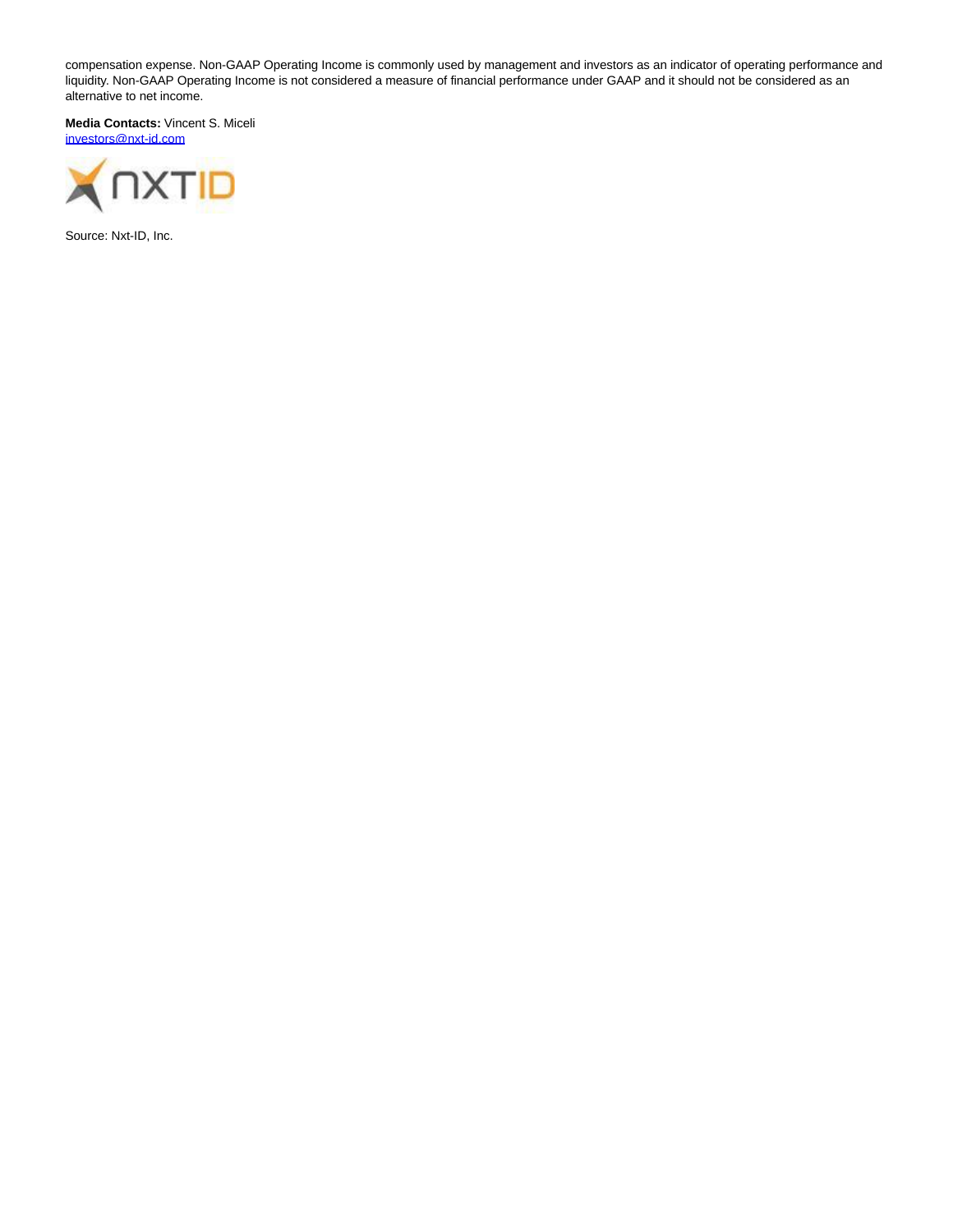compensation expense. Non-GAAP Operating Income is commonly used by management and investors as an indicator of operating performance and liquidity. Non-GAAP Operating Income is not considered a measure of financial performance under GAAP and it should not be considered as an alternative to net income.

**Media Contacts:** Vincent S. Miceli
investors@nxt-id.com

Source: Nxt-ID, Inc.